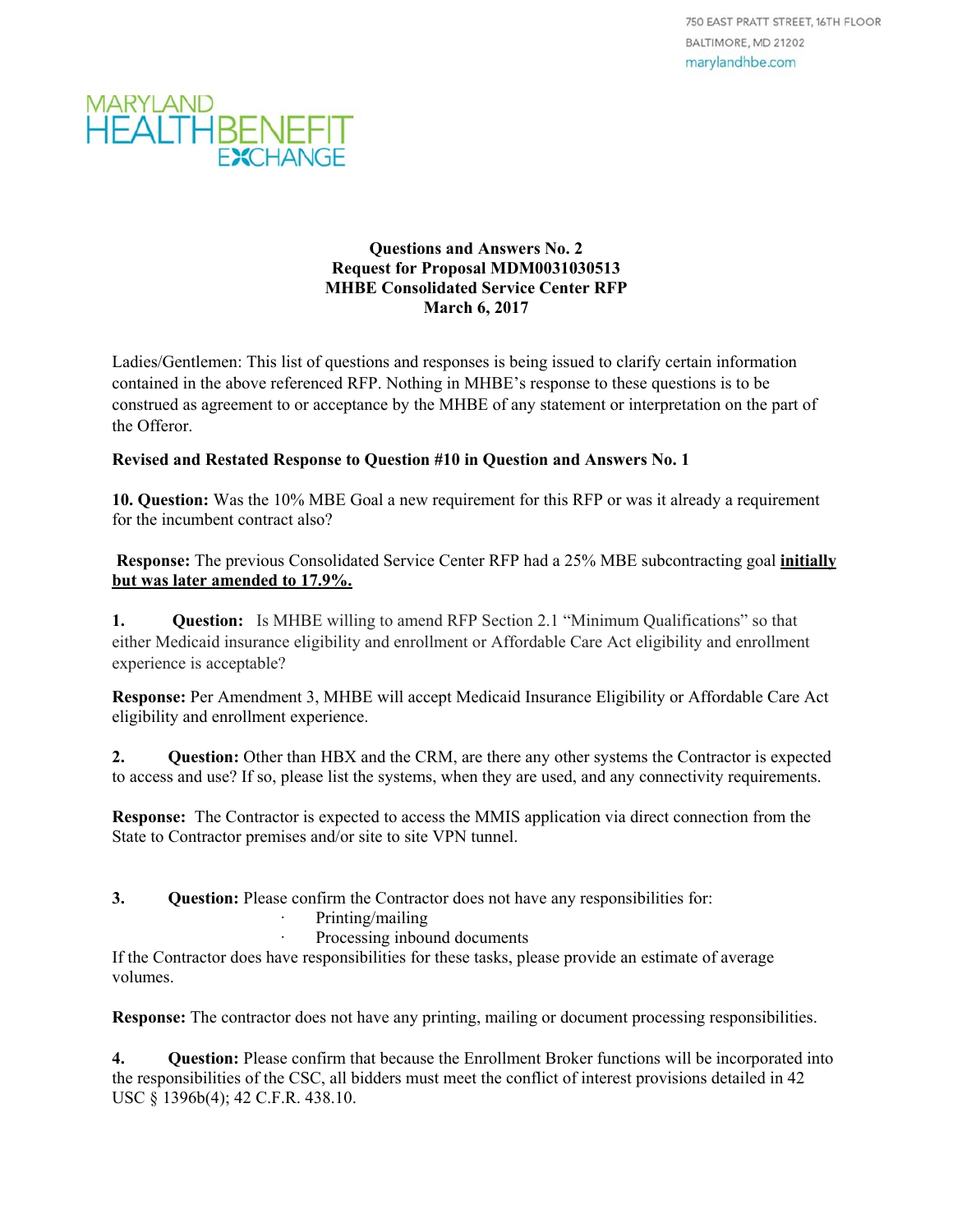750 EAST PRATT STREET, 16TH FLOOR
BALTIMORE, MD 21202
marylandhbe.com

MARYLAND HEALTH BENEFIT EXCHANGE

**Questions and Answers No. 2**
**Request for Proposal MDM0031030513**
**MHBE Consolidated Service Center RFP**
**March 6, 2017**

Ladies/Gentlemen: This list of questions and responses is being issued to clarify certain information contained in the above referenced RFP. Nothing in MHBE's response to these questions is to be construed as agreement to or acceptance by the MHBE of any statement or interpretation on the part of the Offeror.

**Revised and Restated Response to Question #10 in Question and Answers No. 1**

**10. Question:** Was the 10% MBE Goal a new requirement for this RFP or was it already a requirement for the incumbent contract also?

**Response:** The previous Consolidated Service Center RFP had a 25% MBE subcontracting goal **initially but was later amended to 17.9%.**

**1. Question:** Is MHBE willing to amend RFP Section 2.1 "Minimum Qualifications" so that either Medicaid insurance eligibility and enrollment or Affordable Care Act eligibility and enrollment experience is acceptable?

**Response:** Per Amendment 3, MHBE will accept Medicaid Insurance Eligibility or Affordable Care Act eligibility and enrollment experience.

**2. Question:** Other than HBX and the CRM, are there any other systems the Contractor is expected to access and use? If so, please list the systems, when they are used, and any connectivity requirements.

**Response:** The Contractor is expected to access the MMIS application via direct connection from the State to Contractor premises and/or site to site VPN tunnel.

**3. Question:** Please confirm the Contractor does not have any responsibilities for:

- Printing/mailing
- Processing inbound documents

If the Contractor does have responsibilities for these tasks, please provide an estimate of average volumes.

**Response:** The contractor does not have any printing, mailing or document processing responsibilities.

**4. Question:** Please confirm that because the Enrollment Broker functions will be incorporated into the responsibilities of the CSC, all bidders must meet the conflict of interest provisions detailed in 42 USC § 1396b(4); 42 C.F.R. 438.10.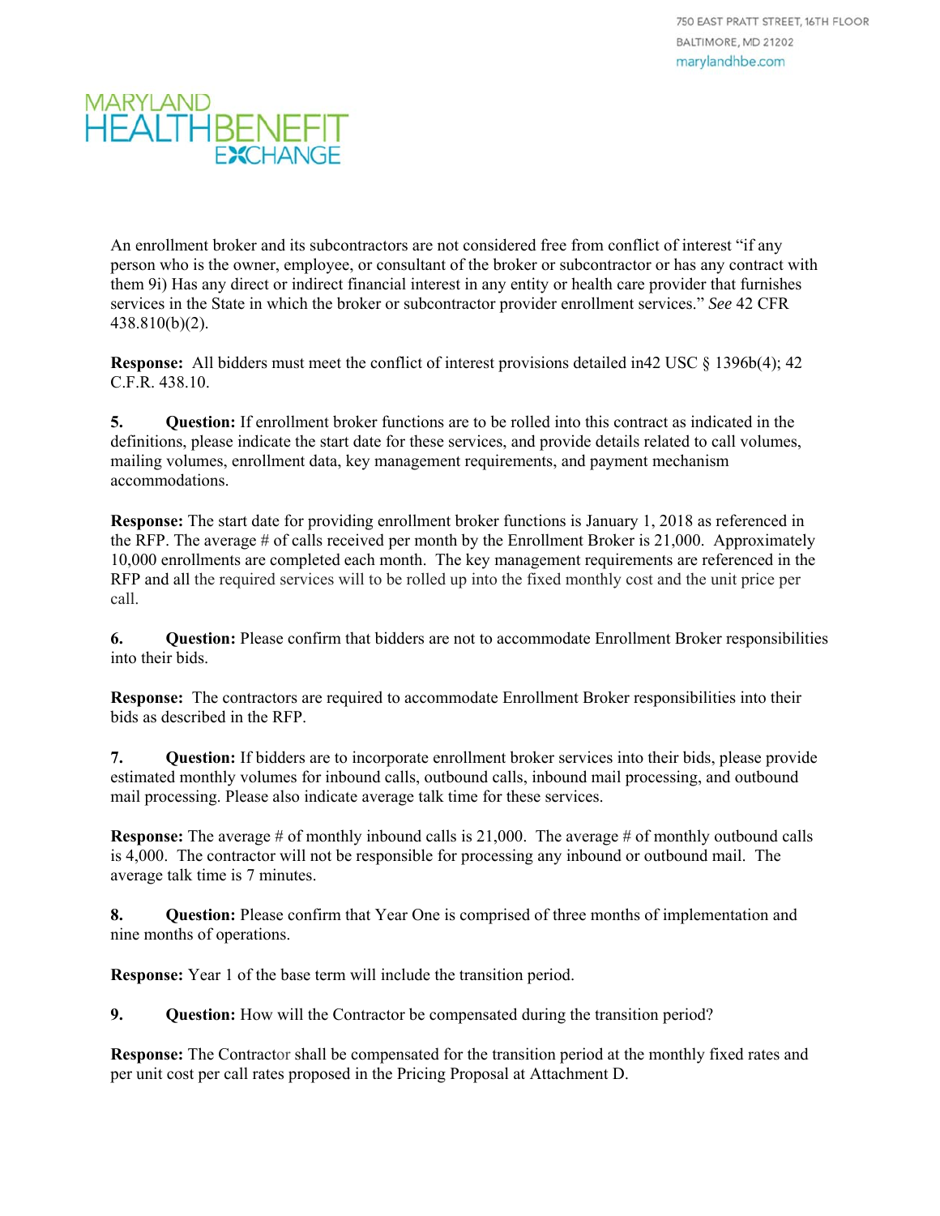An enrollment broker and its subcontractors are not considered free from conflict of interest "if any person who is the owner, employee, or consultant of the broker or subcontractor or has any contract with them 9i) Has any direct or indirect financial interest in any entity or health care provider that furnishes services in the State in which the broker or subcontractor provider enrollment services." *See* 42 CFR 438.810(b)(2).

**Response:** All bidders must meet the conflict of interest provisions detailed in42 USC § 1396b(4); 42 C.F.R. 438.10.

**5. Question:** If enrollment broker functions are to be rolled into this contract as indicated in the definitions, please indicate the start date for these services, and provide details related to call volumes, mailing volumes, enrollment data, key management requirements, and payment mechanism accommodations.

**Response:** The start date for providing enrollment broker functions is January 1, 2018 as referenced in the RFP. The average # of calls received per month by the Enrollment Broker is 21,000. Approximately 10,000 enrollments are completed each month. The key management requirements are referenced in the RFP and all the required services will to be rolled up into the fixed monthly cost and the unit price per call.

**6. Question:** Please confirm that bidders are not to accommodate Enrollment Broker responsibilities into their bids.

**Response:** The contractors are required to accommodate Enrollment Broker responsibilities into their bids as described in the RFP.

**7. Question:** If bidders are to incorporate enrollment broker services into their bids, please provide estimated monthly volumes for inbound calls, outbound calls, inbound mail processing, and outbound mail processing. Please also indicate average talk time for these services.

**Response:** The average # of monthly inbound calls is 21,000. The average # of monthly outbound calls is 4,000. The contractor will not be responsible for processing any inbound or outbound mail. The average talk time is 7 minutes.

**8. Question:** Please confirm that Year One is comprised of three months of implementation and nine months of operations.

**Response:** Year 1 of the base term will include the transition period.

**9. Question:** How will the Contractor be compensated during the transition period?

**Response:** The Contractor shall be compensated for the transition period at the monthly fixed rates and per unit cost per call rates proposed in the Pricing Proposal at Attachment D.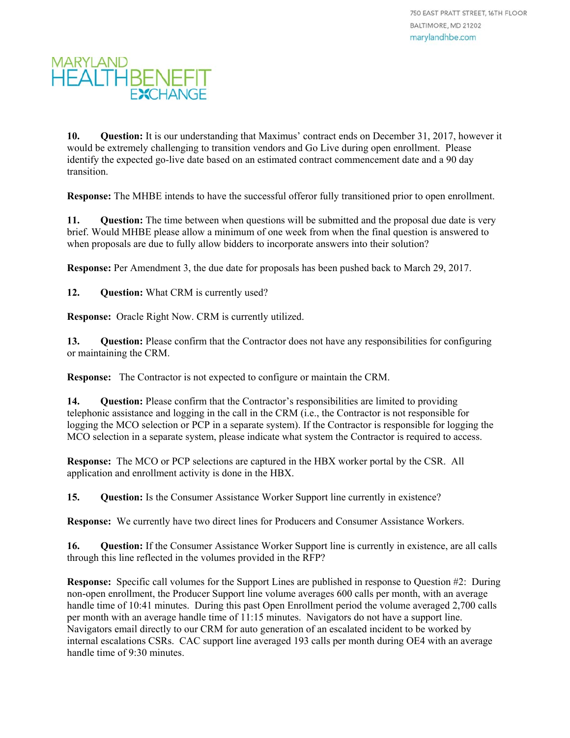10. **Question:** It is our understanding that Maximus' contract ends on December 31, 2017, however it would be extremely challenging to transition vendors and Go Live during open enrollment. Please identify the expected go-live date based on an estimated contract commencement date and a 90 day transition.

**Response:** The MHBE intends to have the successful offeror fully transitioned prior to open enrollment.

11. **Question:** The time between when questions will be submitted and the proposal due date is very brief. Would MHBE please allow a minimum of one week from when the final question is answered to when proposals are due to fully allow bidders to incorporate answers into their solution?

**Response:** Per Amendment 3, the due date for proposals has been pushed back to March 29, 2017.

12. **Question:** What CRM is currently used?

**Response:** Oracle Right Now. CRM is currently utilized.

13. **Question:** Please confirm that the Contractor does not have any responsibilities for configuring or maintaining the CRM.

**Response:** The Contractor is not expected to configure or maintain the CRM.

14. **Question:** Please confirm that the Contractor's responsibilities are limited to providing telephonic assistance and logging in the call in the CRM (i.e., the Contractor is not responsible for logging the MCO selection or PCP in a separate system). If the Contractor is responsible for logging the MCO selection in a separate system, please indicate what system the Contractor is required to access.

**Response:** The MCO or PCP selections are captured in the HBX worker portal by the CSR. All application and enrollment activity is done in the HBX.

15. **Question:** Is the Consumer Assistance Worker Support line currently in existence?

**Response:** We currently have two direct lines for Producers and Consumer Assistance Workers.

16. **Question:** If the Consumer Assistance Worker Support line is currently in existence, are all calls through this line reflected in the volumes provided in the RFP?

**Response:** Specific call volumes for the Support Lines are published in response to Question #2: During non-open enrollment, the Producer Support line volume averages 600 calls per month, with an average handle time of 10:41 minutes. During this past Open Enrollment period the volume averaged 2,700 calls per month with an average handle time of 11:15 minutes. Navigators do not have a support line. Navigators email directly to our CRM for auto generation of an escalated incident to be worked by internal escalations CSRs. CAC support line averaged 193 calls per month during OE4 with an average handle time of 9:30 minutes.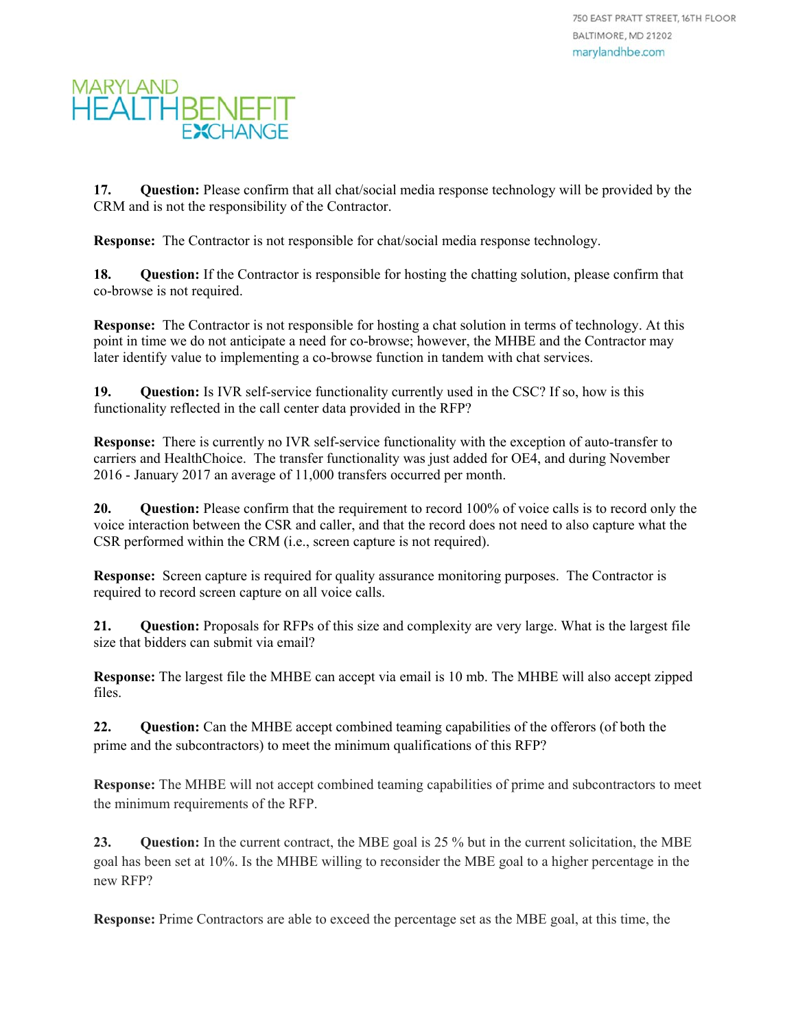**17. Question:** Please confirm that all chat/social media response technology will be provided by the CRM and is not the responsibility of the Contractor.

**Response:** The Contractor is not responsible for chat/social media response technology.

**18. Question:** If the Contractor is responsible for hosting the chatting solution, please confirm that co-browse is not required.

**Response:** The Contractor is not responsible for hosting a chat solution in terms of technology. At this point in time we do not anticipate a need for co-browse; however, the MHBE and the Contractor may later identify value to implementing a co-browse function in tandem with chat services.

**19. Question:** Is IVR self-service functionality currently used in the CSC? If so, how is this functionality reflected in the call center data provided in the RFP?

**Response:** There is currently no IVR self-service functionality with the exception of auto-transfer to carriers and HealthChoice. The transfer functionality was just added for OE4, and during November 2016 - January 2017 an average of 11,000 transfers occurred per month.

**20. Question:** Please confirm that the requirement to record 100% of voice calls is to record only the voice interaction between the CSR and caller, and that the record does not need to also capture what the CSR performed within the CRM (i.e., screen capture is not required).

**Response:** Screen capture is required for quality assurance monitoring purposes. The Contractor is required to record screen capture on all voice calls.

**21. Question:** Proposals for RFPs of this size and complexity are very large. What is the largest file size that bidders can submit via email?

**Response:** The largest file the MHBE can accept via email is 10 mb. The MHBE will also accept zipped files.

**22. Question:** Can the MHBE accept combined teaming capabilities of the offerors (of both the prime and the subcontractors) to meet the minimum qualifications of this RFP?

**Response:** The MHBE will not accept combined teaming capabilities of prime and subcontractors to meet the minimum requirements of the RFP.

**23. Question:** In the current contract, the MBE goal is 25 % but in the current solicitation, the MBE goal has been set at 10%. Is the MHBE willing to reconsider the MBE goal to a higher percentage in the new RFP?

**Response:** Prime Contractors are able to exceed the percentage set as the MBE goal, at this time, the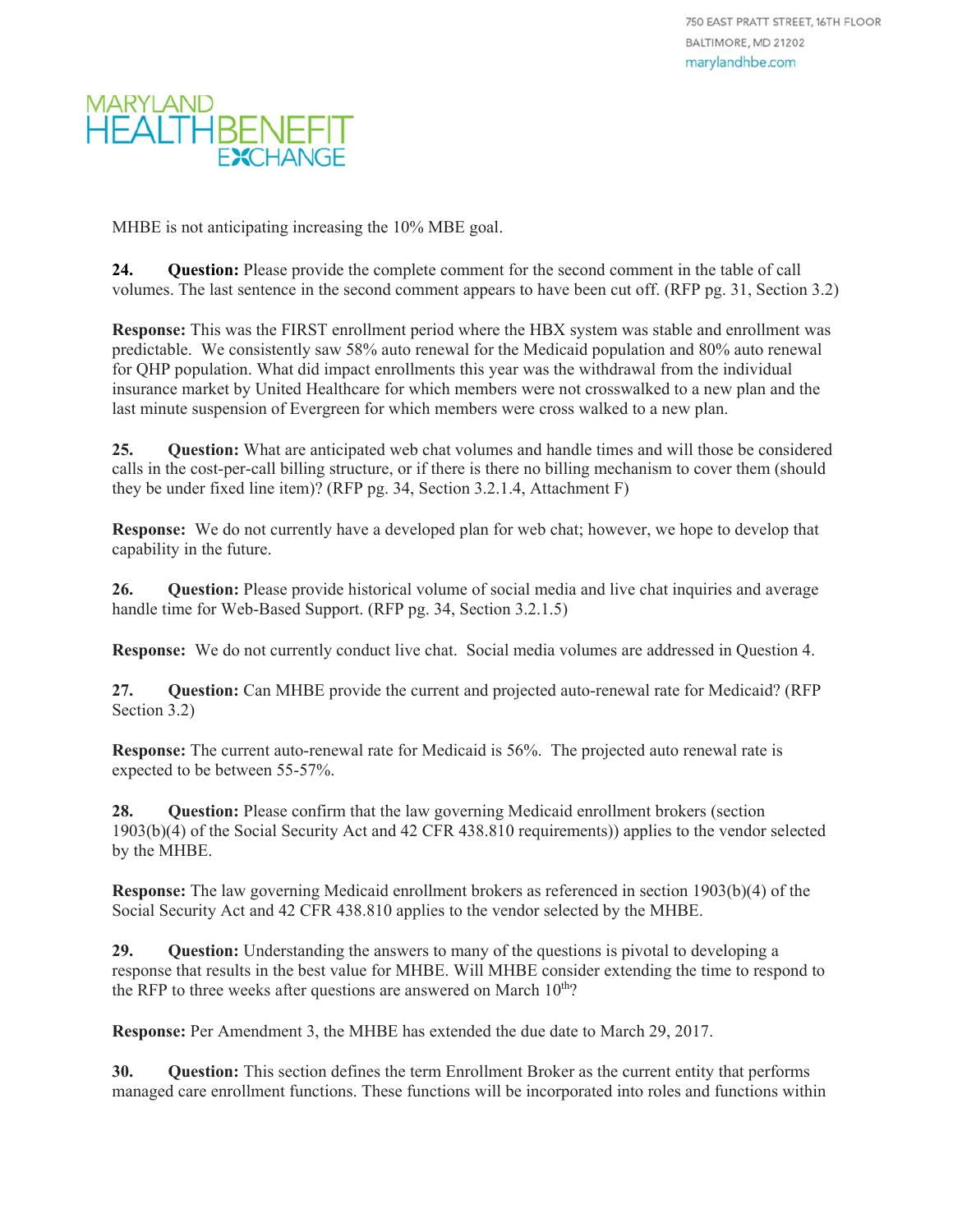MHBE is not anticipating increasing the 10% MBE goal.

**24. Question:** Please provide the complete comment for the second comment in the table of call volumes. The last sentence in the second comment appears to have been cut off. (RFP pg. 31, Section 3.2)

**Response:** This was the FIRST enrollment period where the HBX system was stable and enrollment was predictable. We consistently saw 58% auto renewal for the Medicaid population and 80% auto renewal for QHP population. What did impact enrollments this year was the withdrawal from the individual insurance market by United Healthcare for which members were not crosswalked to a new plan and the last minute suspension of Evergreen for which members were cross walked to a new plan.

**25. Question:** What are anticipated web chat volumes and handle times and will those be considered calls in the cost-per-call billing structure, or if there is there no billing mechanism to cover them (should they be under fixed line item)? (RFP pg. 34, Section 3.2.1.4, Attachment F)

**Response:** We do not currently have a developed plan for web chat; however, we hope to develop that capability in the future.

**26. Question:** Please provide historical volume of social media and live chat inquiries and average handle time for Web-Based Support. (RFP pg. 34, Section 3.2.1.5)

**Response:** We do not currently conduct live chat. Social media volumes are addressed in Question 4.

**27. Question:** Can MHBE provide the current and projected auto-renewal rate for Medicaid? (RFP Section 3.2)

**Response:** The current auto-renewal rate for Medicaid is 56%. The projected auto renewal rate is expected to be between 55-57%.

**28. Question:** Please confirm that the law governing Medicaid enrollment brokers (section 1903(b)(4) of the Social Security Act and 42 CFR 438.810 requirements)) applies to the vendor selected by the MHBE.

**Response:** The law governing Medicaid enrollment brokers as referenced in section 1903(b)(4) of the Social Security Act and 42 CFR 438.810 applies to the vendor selected by the MHBE.

**29. Question:** Understanding the answers to many of the questions is pivotal to developing a response that results in the best value for MHBE. Will MHBE consider extending the time to respond to the RFP to three weeks after questions are answered on March 10th?

**Response:** Per Amendment 3, the MHBE has extended the due date to March 29, 2017.

**30. Question:** This section defines the term Enrollment Broker as the current entity that performs managed care enrollment functions. These functions will be incorporated into roles and functions within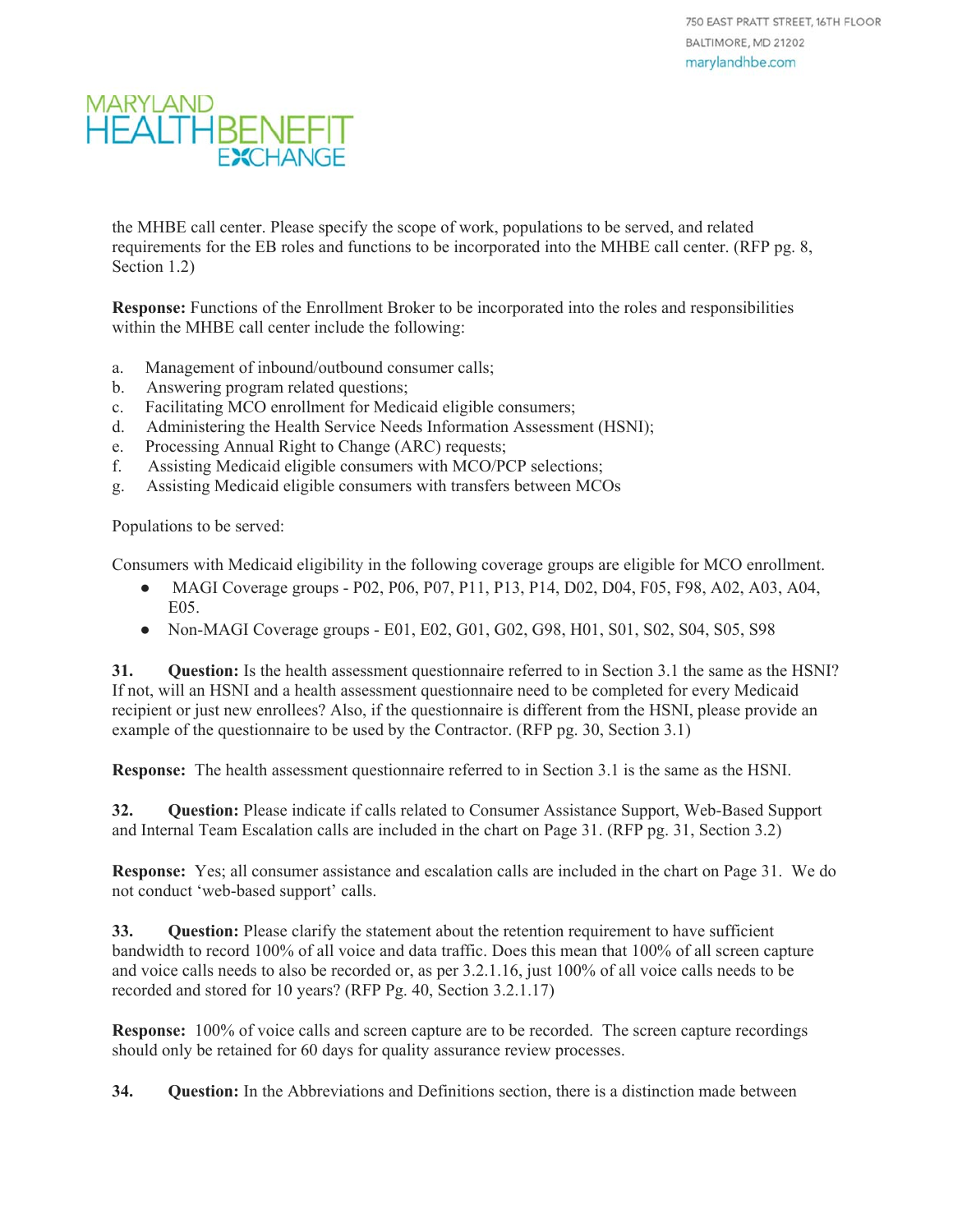the MHBE call center. Please specify the scope of work, populations to be served, and related requirements for the EB roles and functions to be incorporated into the MHBE call center. (RFP pg. 8, Section 1.2)

**Response:** Functions of the Enrollment Broker to be incorporated into the roles and responsibilities within the MHBE call center include the following:

a. Management of inbound/outbound consumer calls;
b. Answering program related questions;
c. Facilitating MCO enrollment for Medicaid eligible consumers;
d. Administering the Health Service Needs Information Assessment (HSNI);
e. Processing Annual Right to Change (ARC) requests;
f. Assisting Medicaid eligible consumers with MCO/PCP selections;
g. Assisting Medicaid eligible consumers with transfers between MCOs

Populations to be served:

Consumers with Medicaid eligibility in the following coverage groups are eligible for MCO enrollment.

- MAGI Coverage groups - P02, P06, P07, P11, P13, P14, D02, D04, F05, F98, A02, A03, A04, E05.
- Non-MAGI Coverage groups - E01, E02, G01, G02, G98, H01, S01, S02, S04, S05, S98

**31. Question:** Is the health assessment questionnaire referred to in Section 3.1 the same as the HSNI? If not, will an HSNI and a health assessment questionnaire need to be completed for every Medicaid recipient or just new enrollees? Also, if the questionnaire is different from the HSNI, please provide an example of the questionnaire to be used by the Contractor. (RFP pg. 30, Section 3.1)

**Response:** The health assessment questionnaire referred to in Section 3.1 is the same as the HSNI.

**32. Question:** Please indicate if calls related to Consumer Assistance Support, Web-Based Support and Internal Team Escalation calls are included in the chart on Page 31. (RFP pg. 31, Section 3.2)

**Response:** Yes; all consumer assistance and escalation calls are included in the chart on Page 31. We do not conduct 'web-based support' calls.

**33. Question:** Please clarify the statement about the retention requirement to have sufficient bandwidth to record 100% of all voice and data traffic. Does this mean that 100% of all screen capture and voice calls needs to also be recorded or, as per 3.2.1.16, just 100% of all voice calls needs to be recorded and stored for 10 years? (RFP Pg. 40, Section 3.2.1.17)

**Response:** 100% of voice calls and screen capture are to be recorded. The screen capture recordings should only be retained for 60 days for quality assurance review processes.

**34. Question:** In the Abbreviations and Definitions section, there is a distinction made between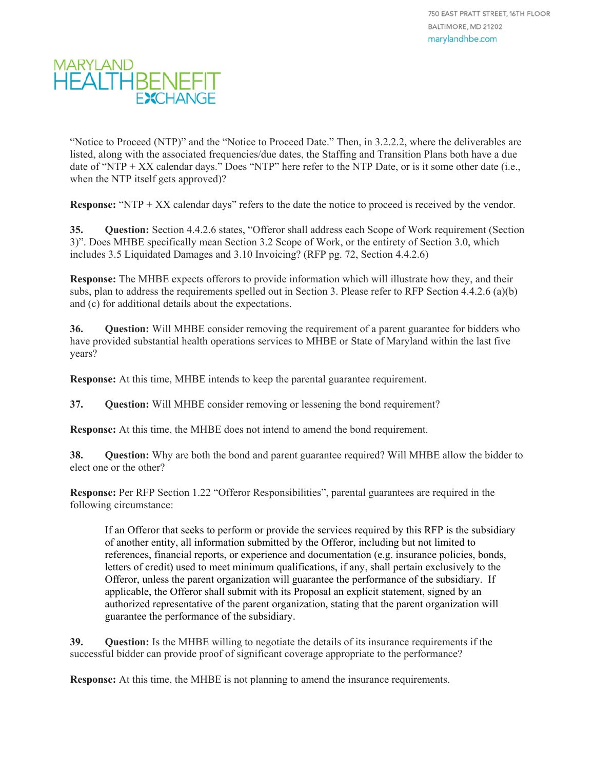"Notice to Proceed (NTP)" and the "Notice to Proceed Date." Then, in 3.2.2.2, where the deliverables are listed, along with the associated frequencies/due dates, the Staffing and Transition Plans both have a due date of "NTP + XX calendar days." Does "NTP" here refer to the NTP Date, or is it some other date (i.e., when the NTP itself gets approved)?

**Response:** "NTP + XX calendar days" refers to the date the notice to proceed is received by the vendor.

**35. Question:** Section 4.4.2.6 states, "Offeror shall address each Scope of Work requirement (Section 3)". Does MHBE specifically mean Section 3.2 Scope of Work, or the entirety of Section 3.0, which includes 3.5 Liquidated Damages and 3.10 Invoicing? (RFP pg. 72, Section 4.4.2.6)

**Response:** The MHBE expects offerors to provide information which will illustrate how they, and their subs, plan to address the requirements spelled out in Section 3. Please refer to RFP Section 4.4.2.6 (a)(b) and (c) for additional details about the expectations.

**36. Question:** Will MHBE consider removing the requirement of a parent guarantee for bidders who have provided substantial health operations services to MHBE or State of Maryland within the last five years?

**Response:** At this time, MHBE intends to keep the parental guarantee requirement.

**37. Question:** Will MHBE consider removing or lessening the bond requirement?

**Response:** At this time, the MHBE does not intend to amend the bond requirement.

**38. Question:** Why are both the bond and parent guarantee required? Will MHBE allow the bidder to elect one or the other?

**Response:** Per RFP Section 1.22 "Offeror Responsibilities", parental guarantees are required in the following circumstance:

> If an Offeror that seeks to perform or provide the services required by this RFP is the subsidiary of another entity, all information submitted by the Offeror, including but not limited to references, financial reports, or experience and documentation (e.g. insurance policies, bonds, letters of credit) used to meet minimum qualifications, if any, shall pertain exclusively to the Offeror, unless the parent organization will guarantee the performance of the subsidiary. If applicable, the Offeror shall submit with its Proposal an explicit statement, signed by an authorized representative of the parent organization, stating that the parent organization will guarantee the performance of the subsidiary.

**39. Question:** Is the MHBE willing to negotiate the details of its insurance requirements if the successful bidder can provide proof of significant coverage appropriate to the performance?

**Response:** At this time, the MHBE is not planning to amend the insurance requirements.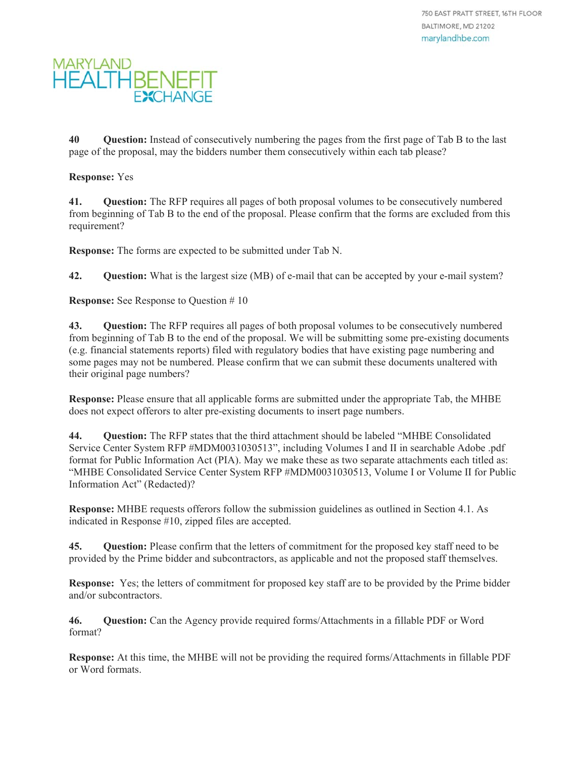**40 Question:** Instead of consecutively numbering the pages from the first page of Tab B to the last page of the proposal, may the bidders number them consecutively within each tab please?

**Response:** Yes

**41. Question:** The RFP requires all pages of both proposal volumes to be consecutively numbered from beginning of Tab B to the end of the proposal. Please confirm that the forms are excluded from this requirement?

**Response:** The forms are expected to be submitted under Tab N.

**42. Question:** What is the largest size (MB) of e-mail that can be accepted by your e-mail system?

**Response:** See Response to Question # 10

**43. Question:** The RFP requires all pages of both proposal volumes to be consecutively numbered from beginning of Tab B to the end of the proposal. We will be submitting some pre-existing documents (e.g. financial statements reports) filed with regulatory bodies that have existing page numbering and some pages may not be numbered. Please confirm that we can submit these documents unaltered with their original page numbers?

**Response:** Please ensure that all applicable forms are submitted under the appropriate Tab, the MHBE does not expect offerors to alter pre-existing documents to insert page numbers.

**44. Question:** The RFP states that the third attachment should be labeled "MHBE Consolidated Service Center System RFP #MDM0031030513", including Volumes I and II in searchable Adobe .pdf format for Public Information Act (PIA). May we make these as two separate attachments each titled as: "MHBE Consolidated Service Center System RFP #MDM0031030513, Volume I or Volume II for Public Information Act" (Redacted)?

**Response:** MHBE requests offerors follow the submission guidelines as outlined in Section 4.1. As indicated in Response #10, zipped files are accepted.

**45. Question:** Please confirm that the letters of commitment for the proposed key staff need to be provided by the Prime bidder and subcontractors, as applicable and not the proposed staff themselves.

**Response:** Yes; the letters of commitment for proposed key staff are to be provided by the Prime bidder and/or subcontractors.

**46. Question:** Can the Agency provide required forms/Attachments in a fillable PDF or Word format?

**Response:** At this time, the MHBE will not be providing the required forms/Attachments in fillable PDF or Word formats.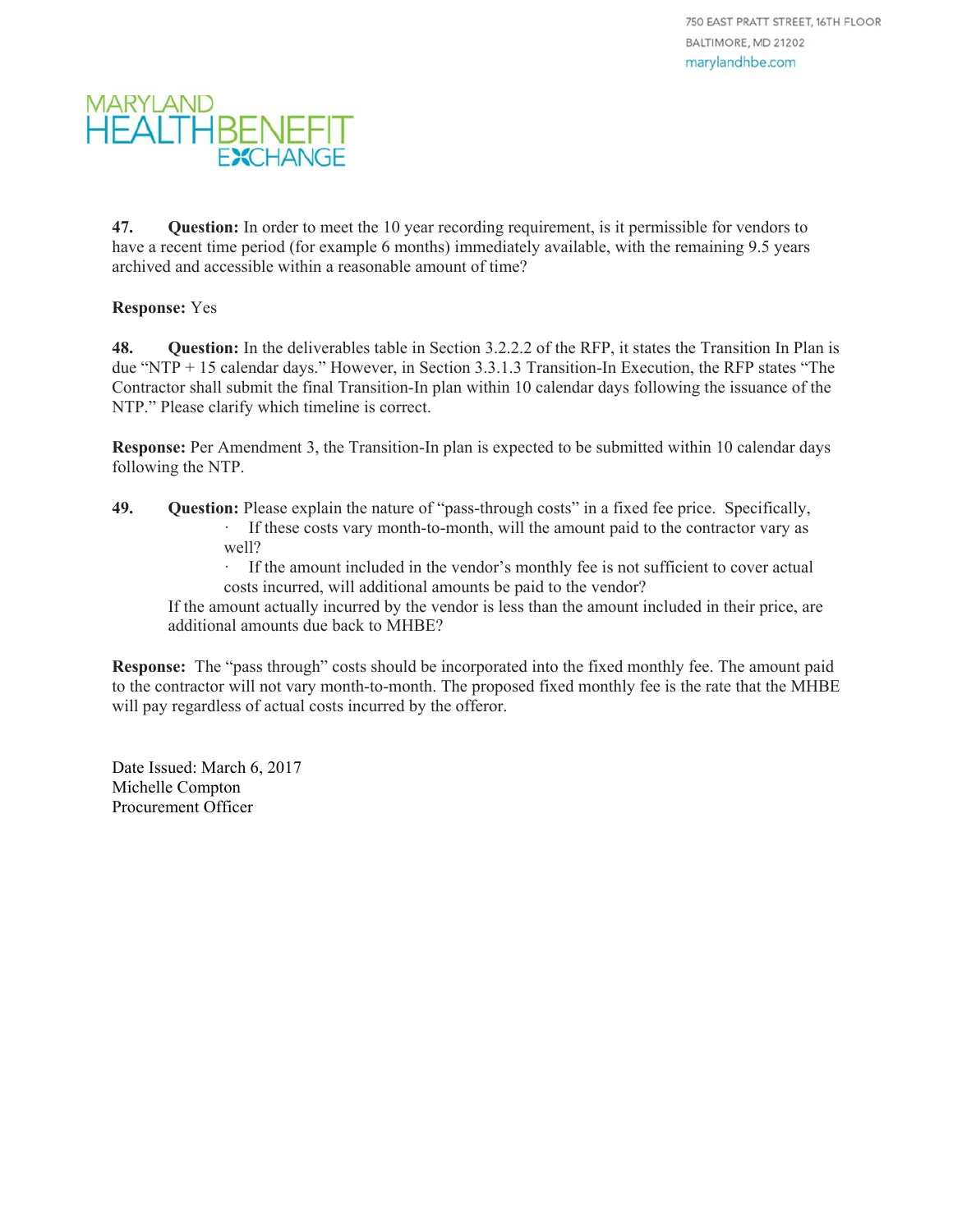**47. Question:** In order to meet the 10 year recording requirement, is it permissible for vendors to have a recent time period (for example 6 months) immediately available, with the remaining 9.5 years archived and accessible within a reasonable amount of time?

**Response:** Yes

**48. Question:** In the deliverables table in Section 3.2.2.2 of the RFP, it states the Transition In Plan is due "NTP + 15 calendar days." However, in Section 3.3.1.3 Transition-In Execution, the RFP states "The Contractor shall submit the final Transition-In plan within 10 calendar days following the issuance of the NTP." Please clarify which timeline is correct.

**Response:** Per Amendment 3, the Transition-In plan is expected to be submitted within 10 calendar days following the NTP.

**49. Question:** Please explain the nature of "pass-through costs" in a fixed fee price. Specifically,

- If these costs vary month-to-month, will the amount paid to the contractor vary as well?
- If the amount included in the vendor's monthly fee is not sufficient to cover actual costs incurred, will additional amounts be paid to the vendor?

If the amount actually incurred by the vendor is less than the amount included in their price, are additional amounts due back to MHBE?

**Response:** The "pass through" costs should be incorporated into the fixed monthly fee. The amount paid to the contractor will not vary month-to-month. The proposed fixed monthly fee is the rate that the MHBE will pay regardless of actual costs incurred by the offeror.

Date Issued: March 6, 2017
Michelle Compton
Procurement Officer